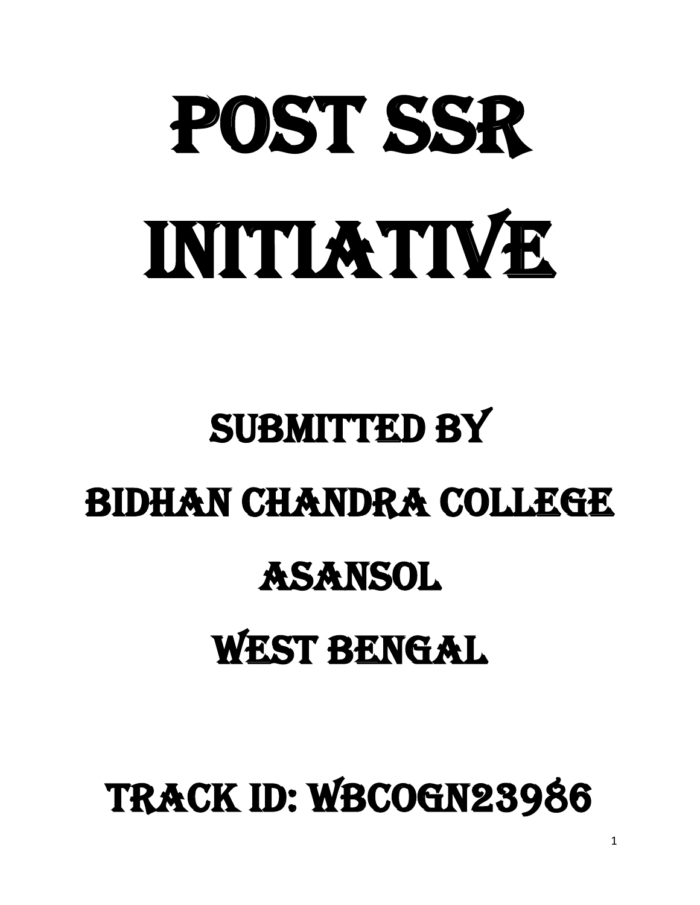# POST SSR INITIATIVE

## SUBMITTED BY

## BIDHAN CHANDRA COLLEGE

## ASANSOL

## WEST BENGAL

## TRACK ID: WBCOGN23986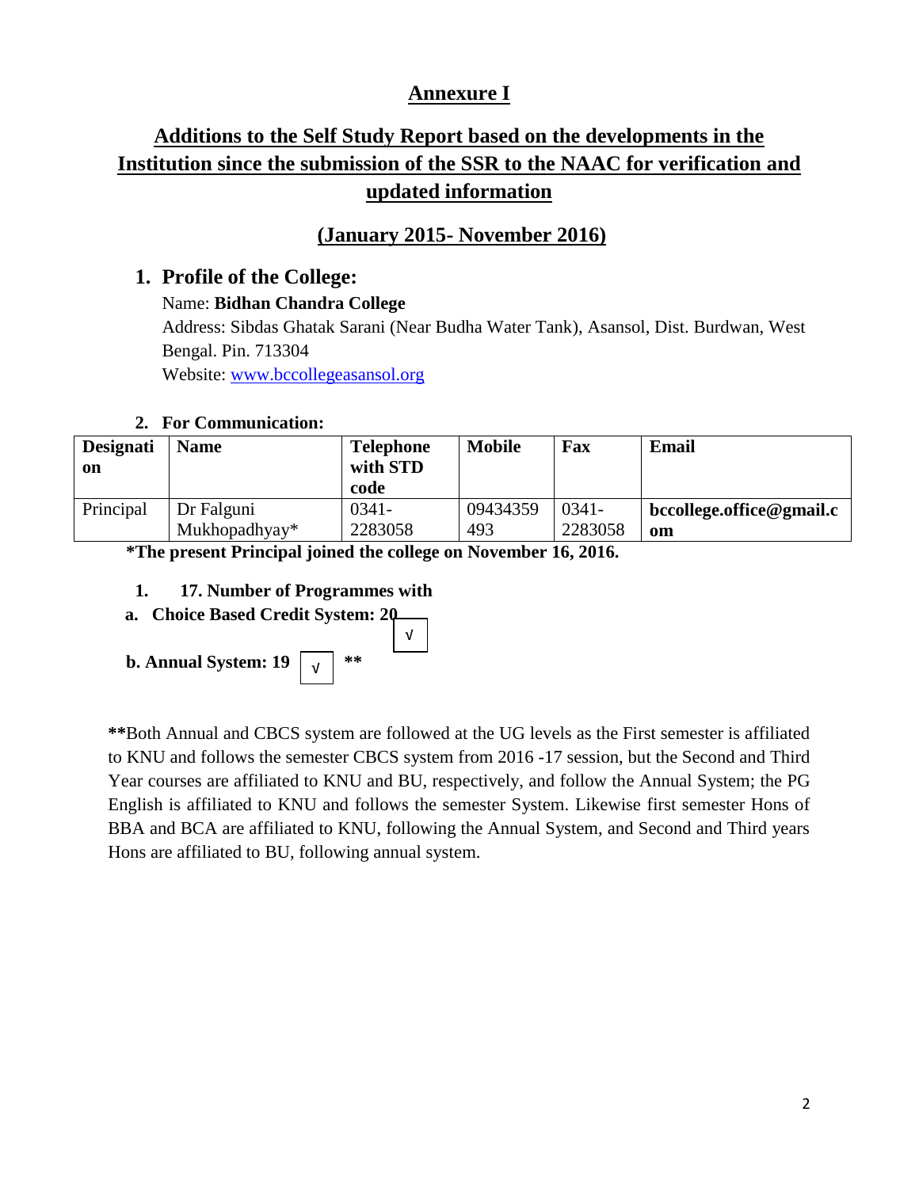# Annexure I

## Additions to the Self Study Report based on the developments in the Institution since the submission of the SSR to the NAAC for verification and updated information

### (January 2015- November 2016)

**1. Profile of the College:**

Name: **Bidhan Chandra College**

Address: Sibdas Ghatak Sarani (Near Budha Water Tank), Asansol, Dist. Burdwan, West Bengal. Pin. 713304

Website: www.bccollegeasansol.org

**2. For Communication:**

| Designation | Name | Telephone with STD code | Mobile | Fax | Email |
|---|---|---|---|---|---|
| Principal | Dr Falguni Mukhopadhyay* | 0341-2283058 | 09434359493 | 0341-2283058 | **bccollege.office@gmail.com** |

**\*The present Principal joined the college on November 16, 2016.**

**1. 17. Number of Programmes with**

**a. Choice Based Credit System: 20** √

**b. Annual System: 19** √ **\*\***

**\*\***Both Annual and CBCS system are followed at the UG levels as the First semester is affiliated to KNU and follows the semester CBCS system from 2016 -17 session, but the Second and Third Year courses are affiliated to KNU and BU, respectively, and follow the Annual System; the PG English is affiliated to KNU and follows the semester System. Likewise first semester Hons of BBA and BCA are affiliated to KNU, following the Annual System, and Second and Third years Hons are affiliated to BU, following annual system.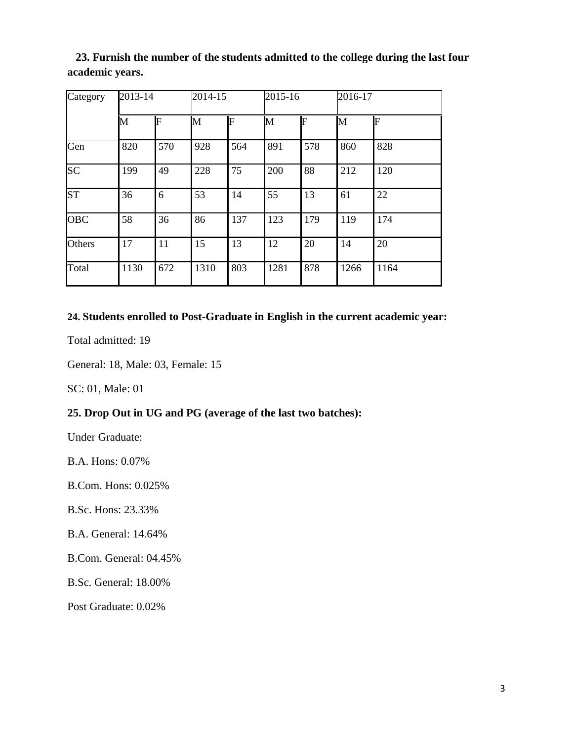**23. Furnish the number of the students admitted to the college during the last four academic years.**

| Category | 2013-14 | | 2014-15 | | 2015-16 | | 2016-17 | |
|---|---|---|---|---|---|---|---|---|
| | M | F | M | F | M | F | M | F |
| Gen | 820 | 570 | 928 | 564 | 891 | 578 | 860 | 828 |
| SC | 199 | 49 | 228 | 75 | 200 | 88 | 212 | 120 |
| ST | 36 | 6 | 53 | 14 | 55 | 13 | 61 | 22 |
| OBC | 58 | 36 | 86 | 137 | 123 | 179 | 119 | 174 |
| Others | 17 | 11 | 15 | 13 | 12 | 20 | 14 | 20 |
| Total | 1130 | 672 | 1310 | 803 | 1281 | 878 | 1266 | 1164 |

**24. Students enrolled to Post-Graduate in English in the current academic year:**

Total admitted: 19

General: 18, Male: 03, Female: 15

SC: 01, Male: 01

**25. Drop Out in UG and PG (average of the last two batches):**

Under Graduate:

B.A. Hons: 0.07%

B.Com. Hons: 0.025%

B.Sc. Hons: 23.33%

B.A. General: 14.64%

B.Com. General: 04.45%

B.Sc. General: 18.00%

Post Graduate: 0.02%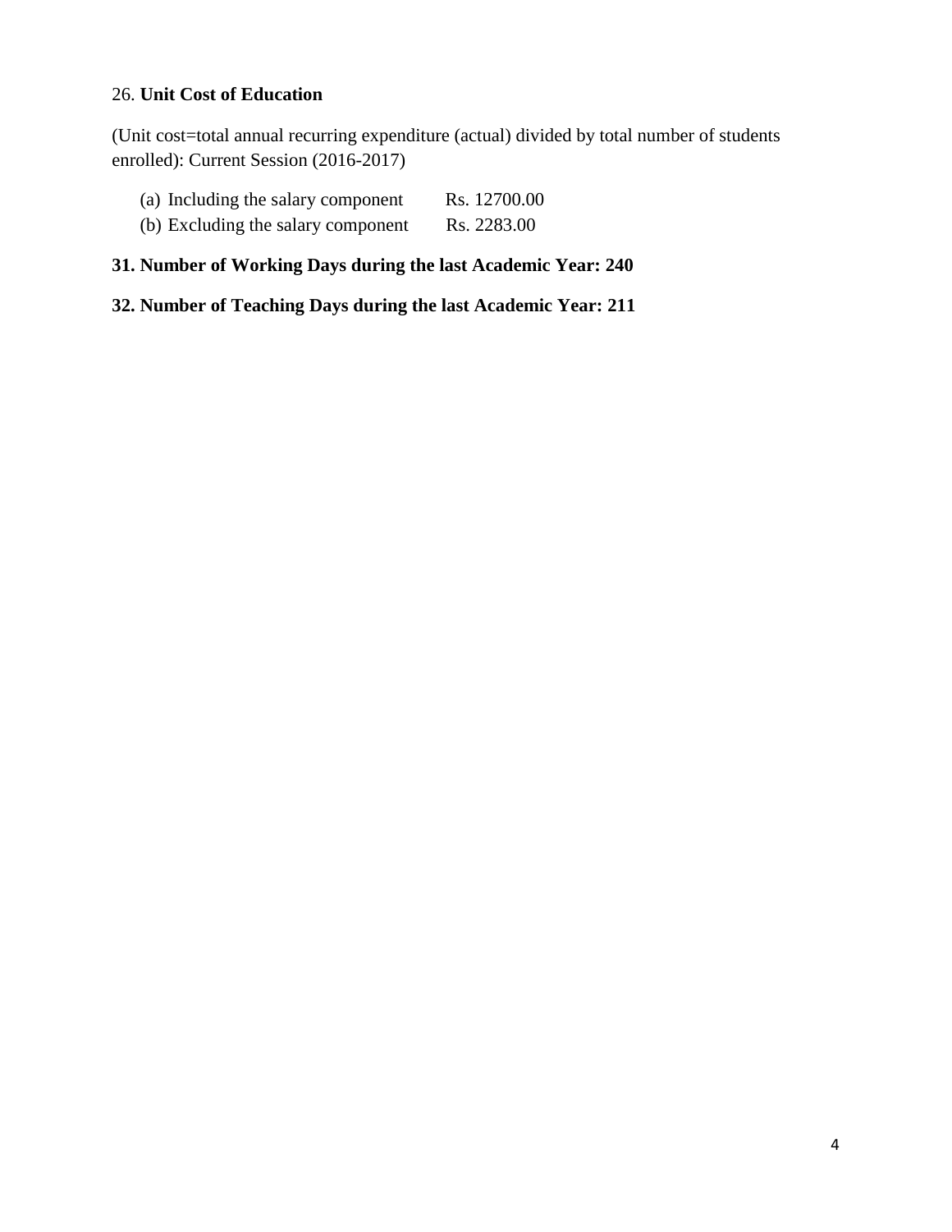26. **Unit Cost of Education**

(Unit cost=total annual recurring expenditure (actual) divided by total number of students enrolled): Current Session (2016-2017)

(a) Including the salary component Rs. 12700.00

(b) Excluding the salary component Rs. 2283.00

**31. Number of Working Days during the last Academic Year: 240**

**32. Number of Teaching Days during the last Academic Year: 211**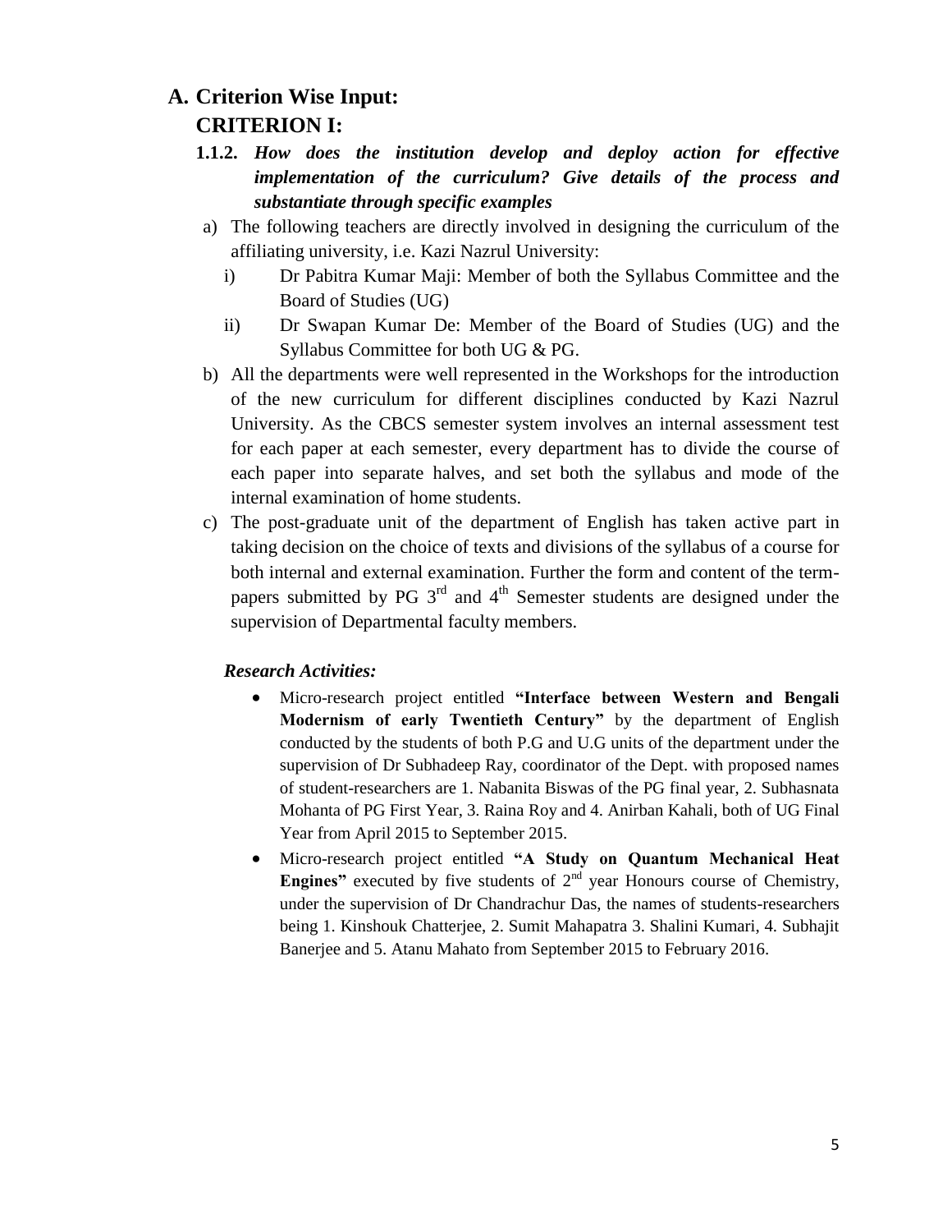# A. Criterion Wise Input:

## CRITERION I:

**1.1.2.** ***How does the institution develop and deploy action for effective implementation of the curriculum? Give details of the process and substantiate through specific examples***

a) The following teachers are directly involved in designing the curriculum of the affiliating university, i.e. Kazi Nazrul University:

   i) Dr Pabitra Kumar Maji: Member of both the Syllabus Committee and the Board of Studies (UG)

   ii) Dr Swapan Kumar De: Member of the Board of Studies (UG) and the Syllabus Committee for both UG & PG.

b) All the departments were well represented in the Workshops for the introduction of the new curriculum for different disciplines conducted by Kazi Nazrul University. As the CBCS semester system involves an internal assessment test for each paper at each semester, every department has to divide the course of each paper into separate halves, and set both the syllabus and mode of the internal examination of home students.

c) The post-graduate unit of the department of English has taken active part in taking decision on the choice of texts and divisions of the syllabus of a course for both internal and external examination. Further the form and content of the term-papers submitted by PG 3rd and 4th Semester students are designed under the supervision of Departmental faculty members.

***Research Activities:***

- Micro-research project entitled **"Interface between Western and Bengali Modernism of early Twentieth Century"** by the department of English conducted by the students of both P.G and U.G units of the department under the supervision of Dr Subhadeep Ray, coordinator of the Dept. with proposed names of student-researchers are 1. Nabanita Biswas of the PG final year, 2. Subhasnata Mohanta of PG First Year, 3. Raina Roy and 4. Anirban Kahali, both of UG Final Year from April 2015 to September 2015.
- Micro-research project entitled **"A Study on Quantum Mechanical Heat Engines"** executed by five students of 2nd year Honours course of Chemistry, under the supervision of Dr Chandrachur Das, the names of students-researchers being 1. Kinshouk Chatterjee, 2. Sumit Mahapatra 3. Shalini Kumari, 4. Subhajit Banerjee and 5. Atanu Mahato from September 2015 to February 2016.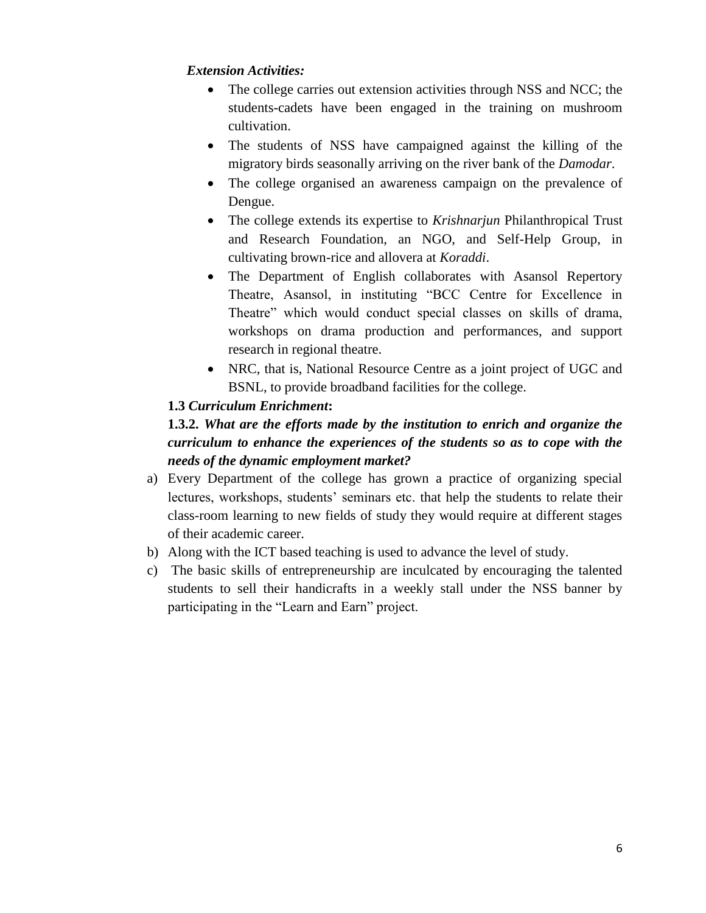***Extension Activities:***

- The college carries out extension activities through NSS and NCC; the students-cadets have been engaged in the training on mushroom cultivation.
- The students of NSS have campaigned against the killing of the migratory birds seasonally arriving on the river bank of the *Damodar*.
- The college organised an awareness campaign on the prevalence of Dengue.
- The college extends its expertise to *Krishnarjun* Philanthropical Trust and Research Foundation, an NGO, and Self-Help Group, in cultivating brown-rice and allovera at *Koraddi*.
- The Department of English collaborates with Asansol Repertory Theatre, Asansol, in instituting "BCC Centre for Excellence in Theatre" which would conduct special classes on skills of drama, workshops on drama production and performances, and support research in regional theatre.
- NRC, that is, National Resource Centre as a joint project of UGC and BSNL, to provide broadband facilities for the college.

**1.3 *Curriculum Enrichment*:**

**1.3.2. *What are the efforts made by the institution to enrich and organize the curriculum to enhance the experiences of the students so as to cope with the needs of the dynamic employment market?***

a) Every Department of the college has grown a practice of organizing special lectures, workshops, students' seminars etc. that help the students to relate their class-room learning to new fields of study they would require at different stages of their academic career.

b) Along with the ICT based teaching is used to advance the level of study.

c) The basic skills of entrepreneurship are inculcated by encouraging the talented students to sell their handicrafts in a weekly stall under the NSS banner by participating in the "Learn and Earn" project.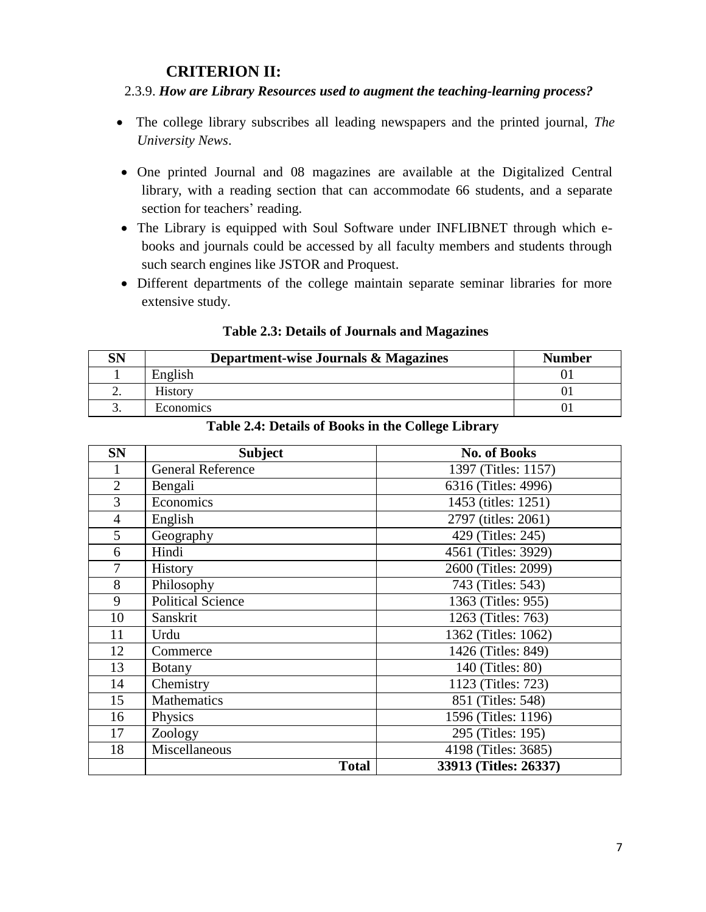## CRITERION II:

2.3.9. ***How are Library Resources used to augment the teaching-learning process?***

- The college library subscribes all leading newspapers and the printed journal, *The University News*.
- One printed Journal and 08 magazines are available at the Digitalized Central library, with a reading section that can accommodate 66 students, and a separate section for teachers' reading.
- The Library is equipped with Soul Software under INFLIBNET through which e-books and journals could be accessed by all faculty members and students through such search engines like JSTOR and Proquest.
- Different departments of the college maintain separate seminar libraries for more extensive study.

**Table 2.3: Details of Journals and Magazines**

| SN | Department-wise Journals & Magazines | Number |
|---|---|---|
| 1 | English | 01 |
| 2. | History | 01 |
| 3. | Economics | 01 |

**Table 2.4: Details of Books in the College Library**

| SN | Subject | No. of Books |
|---|---|---|
| 1 | General Reference | 1397 (Titles: 1157) |
| 2 | Bengali | 6316 (Titles: 4996) |
| 3 | Economics | 1453 (titles: 1251) |
| 4 | English | 2797 (titles: 2061) |
| 5 | Geography | 429 (Titles: 245) |
| 6 | Hindi | 4561 (Titles: 3929) |
| 7 | History | 2600 (Titles: 2099) |
| 8 | Philosophy | 743 (Titles: 543) |
| 9 | Political Science | 1363 (Titles: 955) |
| 10 | Sanskrit | 1263 (Titles: 763) |
| 11 | Urdu | 1362 (Titles: 1062) |
| 12 | Commerce | 1426 (Titles: 849) |
| 13 | Botany | 140 (Titles: 80) |
| 14 | Chemistry | 1123 (Titles: 723) |
| 15 | Mathematics | 851 (Titles: 548) |
| 16 | Physics | 1596 (Titles: 1196) |
| 17 | Zoology | 295 (Titles: 195) |
| 18 | Miscellaneous | 4198 (Titles: 3685) |
| | **Total** | **33913 (Titles: 26337)** |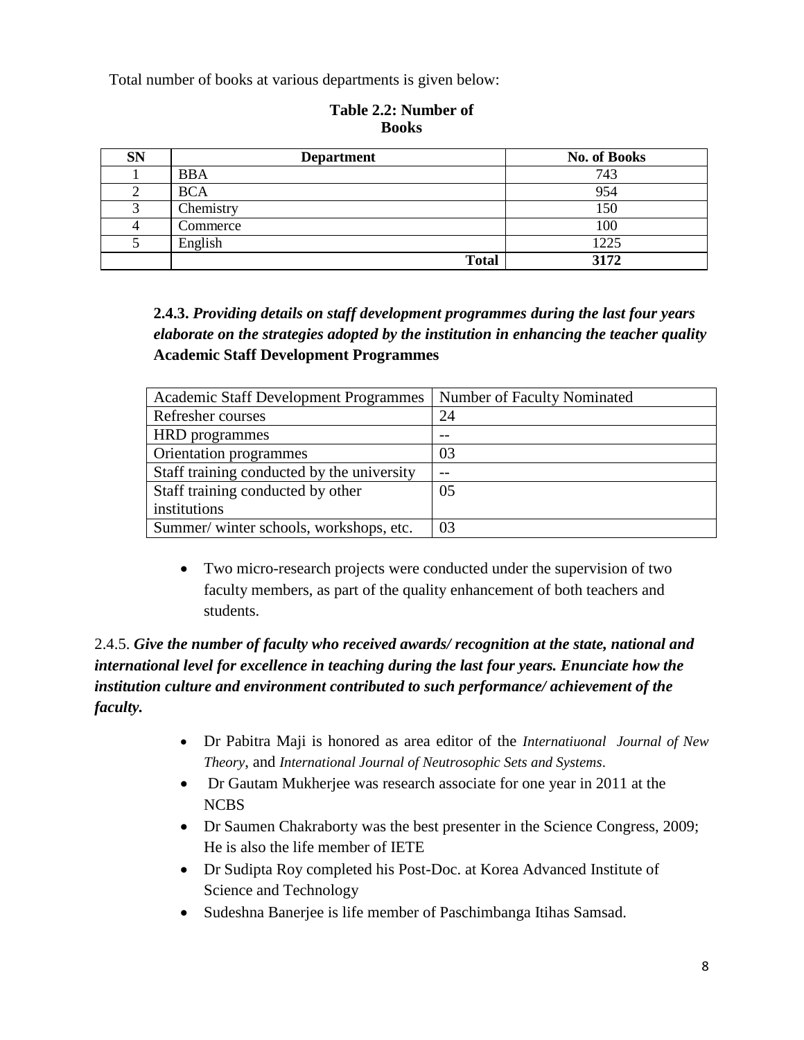Total number of books at various departments is given below:

**Table 2.2: Number of Books**

| SN | Department | No. of Books |
|---|---|---|
| 1 | BBA | 743 |
| 2 | BCA | 954 |
| 3 | Chemistry | 150 |
| 4 | Commerce | 100 |
| 5 | English | 1225 |
| | **Total** | **3172** |

**2.4.3.** ***Providing details on staff development programmes during the last four years elaborate on the strategies adopted by the institution in enhancing the teacher quality***
**Academic Staff Development Programmes**

| Academic Staff Development Programmes | Number of Faculty Nominated |
|---|---|
| Refresher courses | 24 |
| HRD programmes | -- |
| Orientation programmes | 03 |
| Staff training conducted by the university | -- |
| Staff training conducted by other institutions | 05 |
| Summer/ winter schools, workshops, etc. | 03 |

- Two micro-research projects were conducted under the supervision of two faculty members, as part of the quality enhancement of both teachers and students.

2.4.5. ***Give the number of faculty who received awards/ recognition at the state, national and international level for excellence in teaching during the last four years. Enunciate how the institution culture and environment contributed to such performance/ achievement of the faculty.***

- Dr Pabitra Maji is honored as area editor of the *Internatiuonal Journal of New Theory*, and *International Journal of Neutrosophic Sets and Systems*.
- Dr Gautam Mukherjee was research associate for one year in 2011 at the NCBS
- Dr Saumen Chakraborty was the best presenter in the Science Congress, 2009; He is also the life member of IETE
- Dr Sudipta Roy completed his Post-Doc. at Korea Advanced Institute of Science and Technology
- Sudeshna Banerjee is life member of Paschimbanga Itihas Samsad.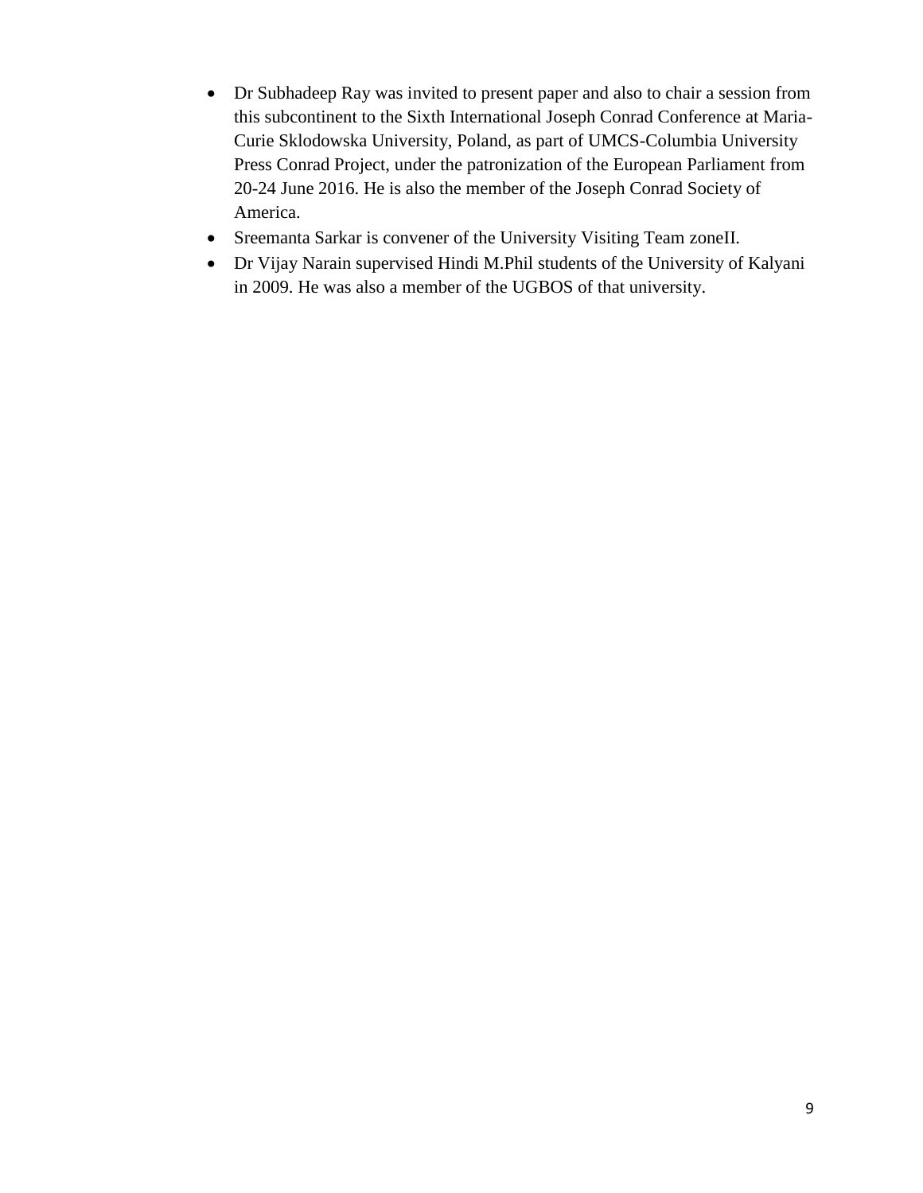- Dr Subhadeep Ray was invited to present paper and also to chair a session from this subcontinent to the Sixth International Joseph Conrad Conference at Maria-Curie Sklodowska University, Poland, as part of UMCS-Columbia University Press Conrad Project, under the patronization of the European Parliament from 20-24 June 2016. He is also the member of the Joseph Conrad Society of America.
- Sreemanta Sarkar is convener of the University Visiting Team zoneII.
- Dr Vijay Narain supervised Hindi M.Phil students of the University of Kalyani in 2009. He was also a member of the UGBOS of that university.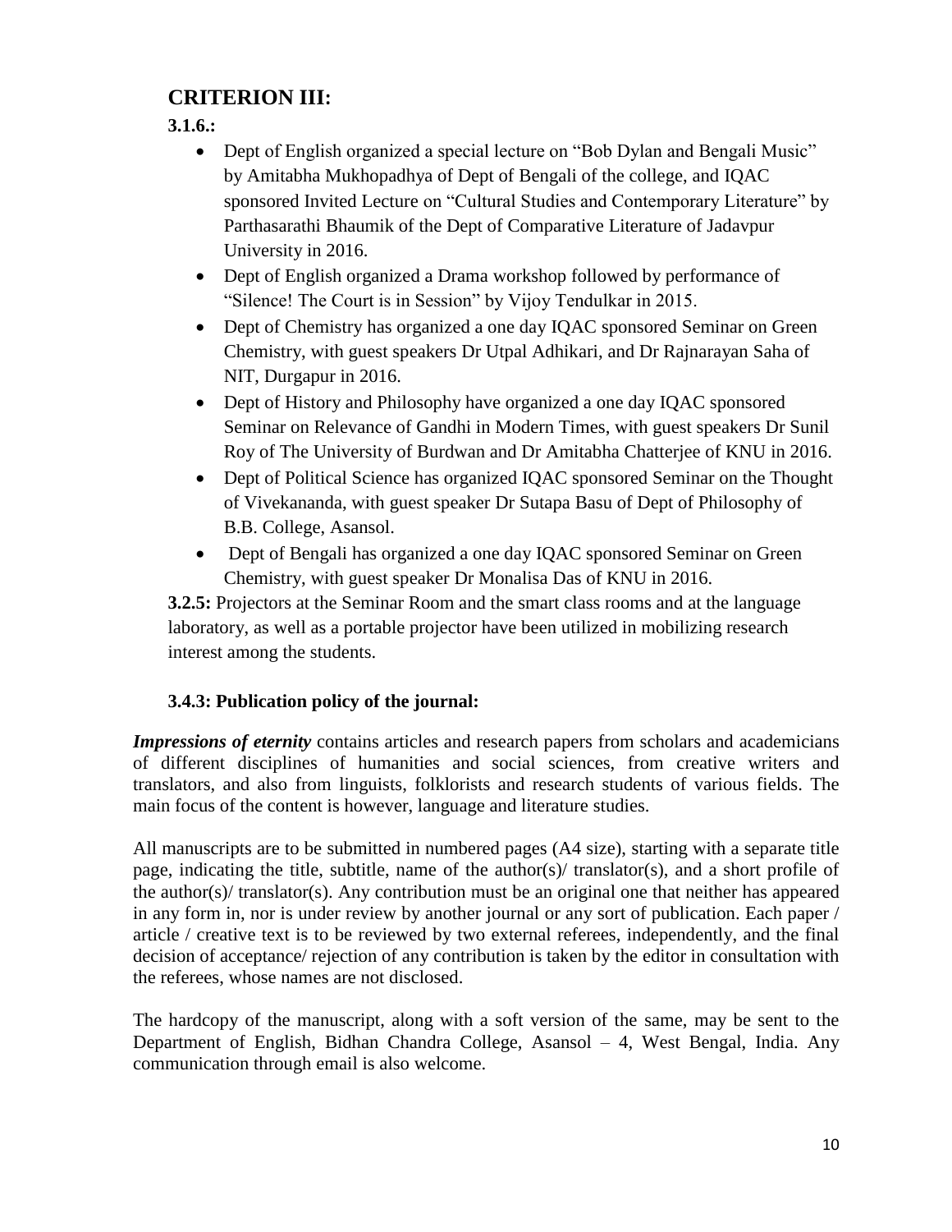## CRITERION III:

**3.1.6.:**

- Dept of English organized a special lecture on "Bob Dylan and Bengali Music" by Amitabha Mukhopadhya of Dept of Bengali of the college, and IQAC sponsored Invited Lecture on "Cultural Studies and Contemporary Literature" by Parthasarathi Bhaumik of the Dept of Comparative Literature of Jadavpur University in 2016.
- Dept of English organized a Drama workshop followed by performance of "Silence! The Court is in Session" by Vijoy Tendulkar in 2015.
- Dept of Chemistry has organized a one day IQAC sponsored Seminar on Green Chemistry, with guest speakers Dr Utpal Adhikari, and Dr Rajnarayan Saha of NIT, Durgapur in 2016.
- Dept of History and Philosophy have organized a one day IQAC sponsored Seminar on Relevance of Gandhi in Modern Times, with guest speakers Dr Sunil Roy of The University of Burdwan and Dr Amitabha Chatterjee of KNU in 2016.
- Dept of Political Science has organized IQAC sponsored Seminar on the Thought of Vivekananda, with guest speaker Dr Sutapa Basu of Dept of Philosophy of B.B. College, Asansol.
- Dept of Bengali has organized a one day IQAC sponsored Seminar on Green Chemistry, with guest speaker Dr Monalisa Das of KNU in 2016.

**3.2.5:** Projectors at the Seminar Room and the smart class rooms and at the language laboratory, as well as a portable projector have been utilized in mobilizing research interest among the students.

### 3.4.3: Publication policy of the journal:

***Impressions of eternity*** contains articles and research papers from scholars and academicians of different disciplines of humanities and social sciences, from creative writers and translators, and also from linguists, folklorists and research students of various fields. The main focus of the content is however, language and literature studies.

All manuscripts are to be submitted in numbered pages (A4 size), starting with a separate title page, indicating the title, subtitle, name of the author(s)/ translator(s), and a short profile of the author(s)/ translator(s). Any contribution must be an original one that neither has appeared in any form in, nor is under review by another journal or any sort of publication. Each paper / article / creative text is to be reviewed by two external referees, independently, and the final decision of acceptance/ rejection of any contribution is taken by the editor in consultation with the referees, whose names are not disclosed.

The hardcopy of the manuscript, along with a soft version of the same, may be sent to the Department of English, Bidhan Chandra College, Asansol – 4, West Bengal, India. Any communication through email is also welcome.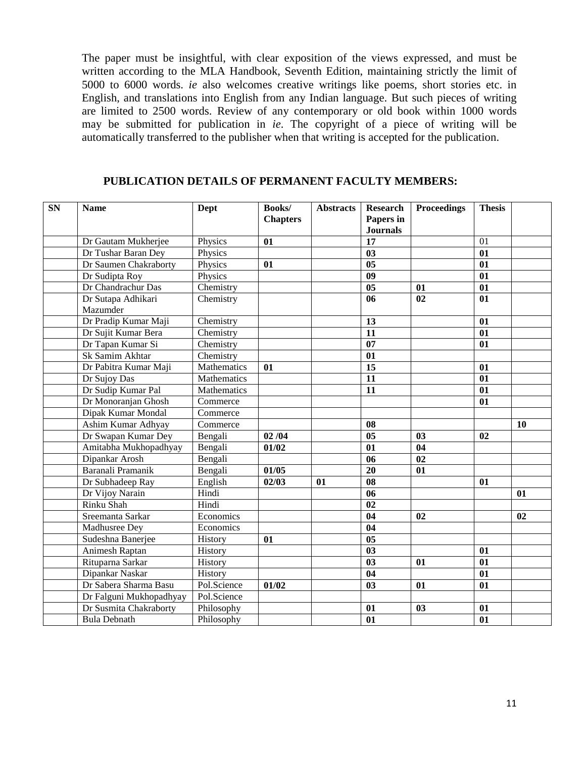The paper must be insightful, with clear exposition of the views expressed, and must be written according to the MLA Handbook, Seventh Edition, maintaining strictly the limit of 5000 to 6000 words. *ie* also welcomes creative writings like poems, short stories etc. in English, and translations into English from any Indian language. But such pieces of writing are limited to 2500 words. Review of any contemporary or old book within 1000 words may be submitted for publication in *ie*. The copyright of a piece of writing will be automatically transferred to the publisher when that writing is accepted for the publication.

## PUBLICATION DETAILS OF PERMANENT FACULTY MEMBERS:

| SN | Name | Dept | Books/ Chapters | Abstracts | Research Papers in Journals | Proceedings | Thesis | |
|---|---|---|---|---|---|---|---|---|
| | Dr Gautam Mukherjee | Physics | **01** | | **17** | | 01 | |
| | Dr Tushar Baran Dey | Physics | | | **03** | | **01** | |
| | Dr Saumen Chakraborty | Physics | **01** | | **05** | | **01** | |
| | Dr Sudipta Roy | Physics | | | **09** | | **01** | |
| | Dr Chandrachur Das | Chemistry | | | **05** | **01** | **01** | |
| | Dr Sutapa Adhikari Mazumder | Chemistry | | | **06** | **02** | **01** | |
| | Dr Pradip Kumar Maji | Chemistry | | | **13** | | **01** | |
| | Dr Sujit Kumar Bera | Chemistry | | | **11** | | **01** | |
| | Dr Tapan Kumar Si | Chemistry | | | **07** | | **01** | |
| | Sk Samim Akhtar | Chemistry | | | **01** | | | |
| | Dr Pabitra Kumar Maji | Mathematics | **01** | | **15** | | **01** | |
| | Dr Sujoy Das | Mathematics | | | **11** | | **01** | |
| | Dr Sudip Kumar Pal | Mathematics | | | **11** | | **01** | |
| | Dr Monoranjan Ghosh | Commerce | | | | | **01** | |
| | Dipak Kumar Mondal | Commerce | | | | | | |
| | Ashim Kumar Adhyay | Commerce | | | **08** | | | **10** |
| | Dr Swapan Kumar Dey | Bengali | **02 /04** | | **05** | **03** | **02** | |
| | Amitabha Mukhopadhyay | Bengali | **01/02** | | **01** | **04** | | |
| | Dipankar Arosh | Bengali | | | **06** | **02** | | |
| | Baranali Pramanik | Bengali | **01/05** | | **20** | **01** | | |
| | Dr Subhadeep Ray | English | **02/03** | **01** | **08** | | **01** | |
| | Dr Vijoy Narain | Hindi | | | **06** | | | **01** |
| | Rinku Shah | Hindi | | | **02** | | | |
| | Sreemanta Sarkar | Economics | | | **04** | **02** | | **02** |
| | Madhusree Dey | Economics | | | **04** | | | |
| | Sudeshna Banerjee | History | **01** | | **05** | | | |
| | Animesh Raptan | History | | | **03** | | **01** | |
| | Rituparna Sarkar | History | | | **03** | **01** | **01** | |
| | Dipankar Naskar | History | | | **04** | | **01** | |
| | Dr Sabera Sharma Basu | Pol.Science | **01/02** | | **03** | **01** | **01** | |
| | Dr Falguni Mukhopadhyay | Pol.Science | | | | | | |
| | Dr Susmita Chakraborty | Philosophy | | | **01** | **03** | **01** | |
| | Bula Debnath | Philosophy | | | **01** | | **01** | |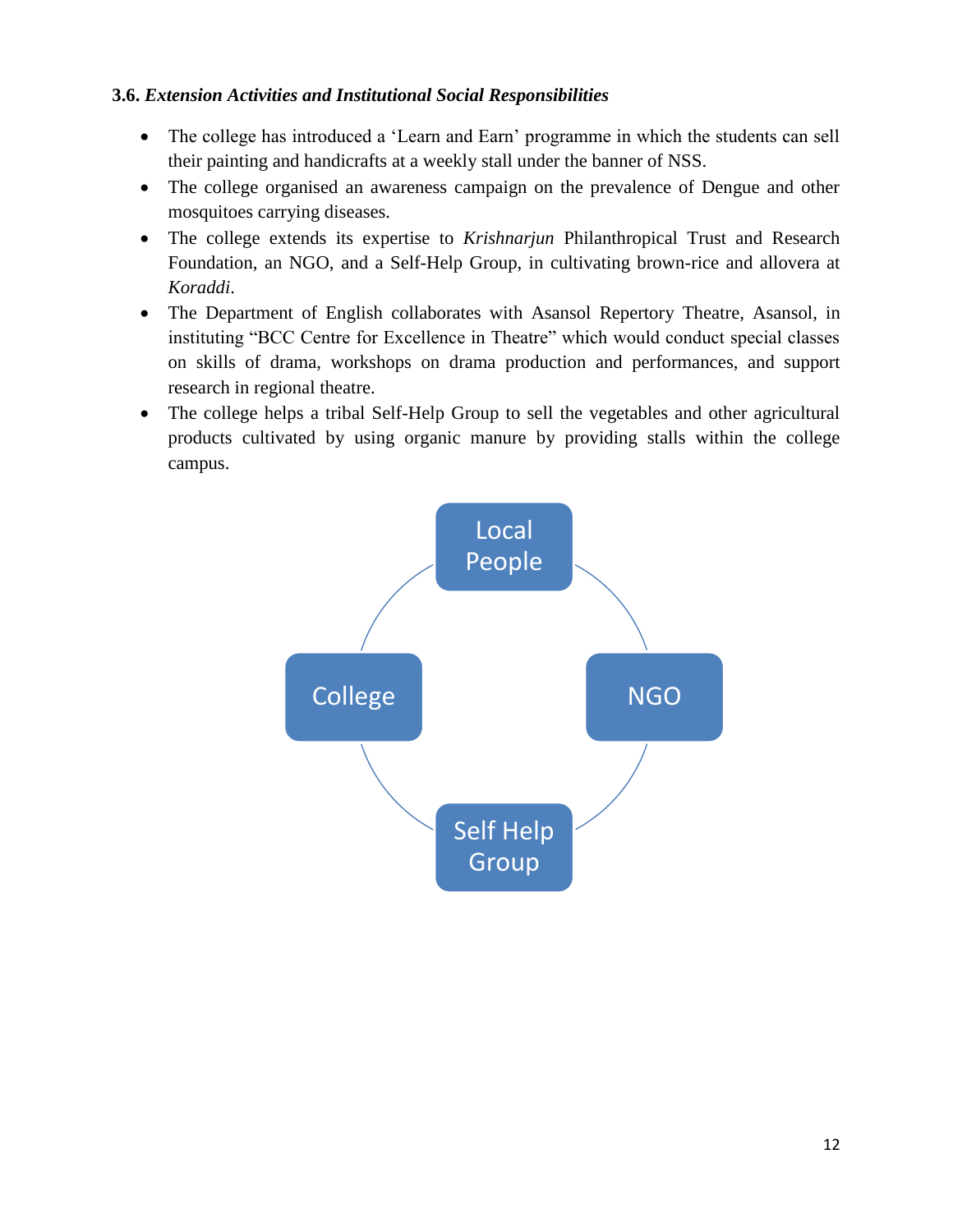**3.6.** ***Extension Activities and Institutional Social Responsibilities***

- The college has introduced a 'Learn and Earn' programme in which the students can sell their painting and handicrafts at a weekly stall under the banner of NSS.
- The college organised an awareness campaign on the prevalence of Dengue and other mosquitoes carrying diseases.
- The college extends its expertise to *Krishnarjun* Philanthropical Trust and Research Foundation, an NGO, and a Self-Help Group, in cultivating brown-rice and allovera at *Koraddi*.
- The Department of English collaborates with Asansol Repertory Theatre, Asansol, in instituting "BCC Centre for Excellence in Theatre" which would conduct special classes on skills of drama, workshops on drama production and performances, and support research in regional theatre.
- The college helps a tribal Self-Help Group to sell the vegetables and other agricultural products cultivated by using organic manure by providing stalls within the college campus.

Local People

College

NGO

Self Help Group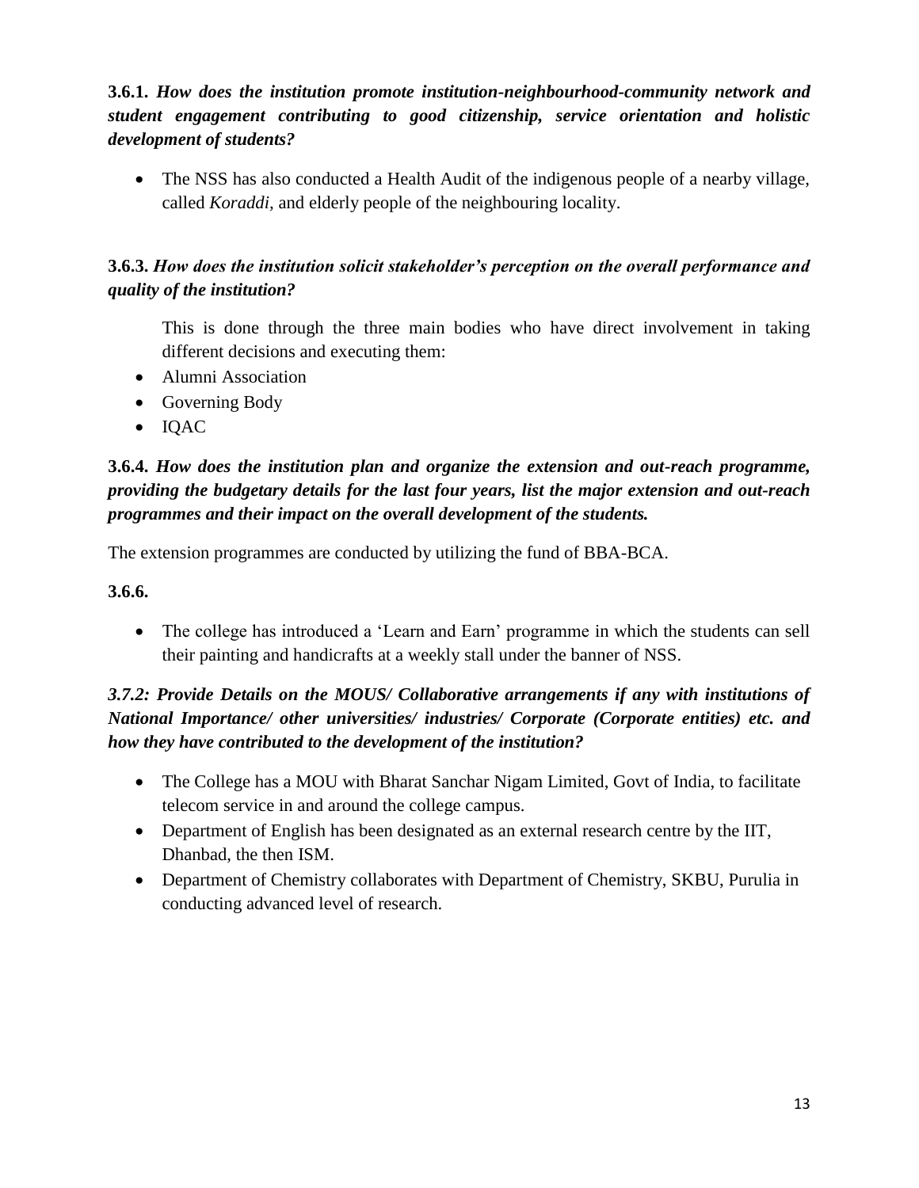**3.6.1.** ***How does the institution promote institution-neighbourhood-community network and student engagement contributing to good citizenship, service orientation and holistic development of students?***

- The NSS has also conducted a Health Audit of the indigenous people of a nearby village, called *Koraddi,* and elderly people of the neighbouring locality.

**3.6.3.** ***How does the institution solicit stakeholder's perception on the overall performance and quality of the institution?***

This is done through the three main bodies who have direct involvement in taking different decisions and executing them:

- Alumni Association
- Governing Body
- IQAC

**3.6.4.** ***How does the institution plan and organize the extension and out-reach programme, providing the budgetary details for the last four years, list the major extension and out-reach programmes and their impact on the overall development of the students.***

The extension programmes are conducted by utilizing the fund of BBA-BCA.

**3.6.6.**

- The college has introduced a 'Learn and Earn' programme in which the students can sell their painting and handicrafts at a weekly stall under the banner of NSS.

***3.7.2: Provide Details on the MOUS/ Collaborative arrangements if any with institutions of National Importance/ other universities/ industries/ Corporate (Corporate entities) etc. and how they have contributed to the development of the institution?***

- The College has a MOU with Bharat Sanchar Nigam Limited, Govt of India, to facilitate telecom service in and around the college campus.
- Department of English has been designated as an external research centre by the IIT, Dhanbad, the then ISM.
- Department of Chemistry collaborates with Department of Chemistry, SKBU, Purulia in conducting advanced level of research.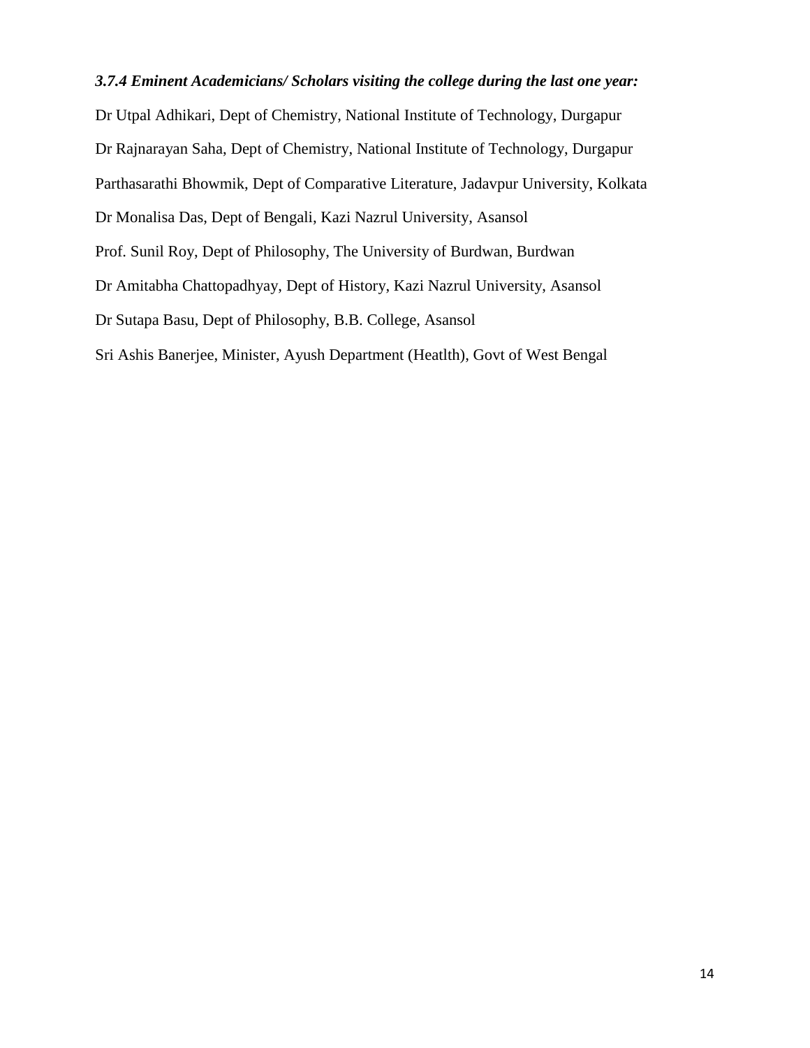***3.7.4 Eminent Academicians/ Scholars visiting the college during the last one year:***

Dr Utpal Adhikari, Dept of Chemistry, National Institute of Technology, Durgapur

Dr Rajnarayan Saha, Dept of Chemistry, National Institute of Technology, Durgapur

Parthasarathi Bhowmik, Dept of Comparative Literature, Jadavpur University, Kolkata

Dr Monalisa Das, Dept of Bengali, Kazi Nazrul University, Asansol

Prof. Sunil Roy, Dept of Philosophy, The University of Burdwan, Burdwan

Dr Amitabha Chattopadhyay, Dept of History, Kazi Nazrul University, Asansol

Dr Sutapa Basu, Dept of Philosophy, B.B. College, Asansol

Sri Ashis Banerjee, Minister, Ayush Department (Heatlth), Govt of West Bengal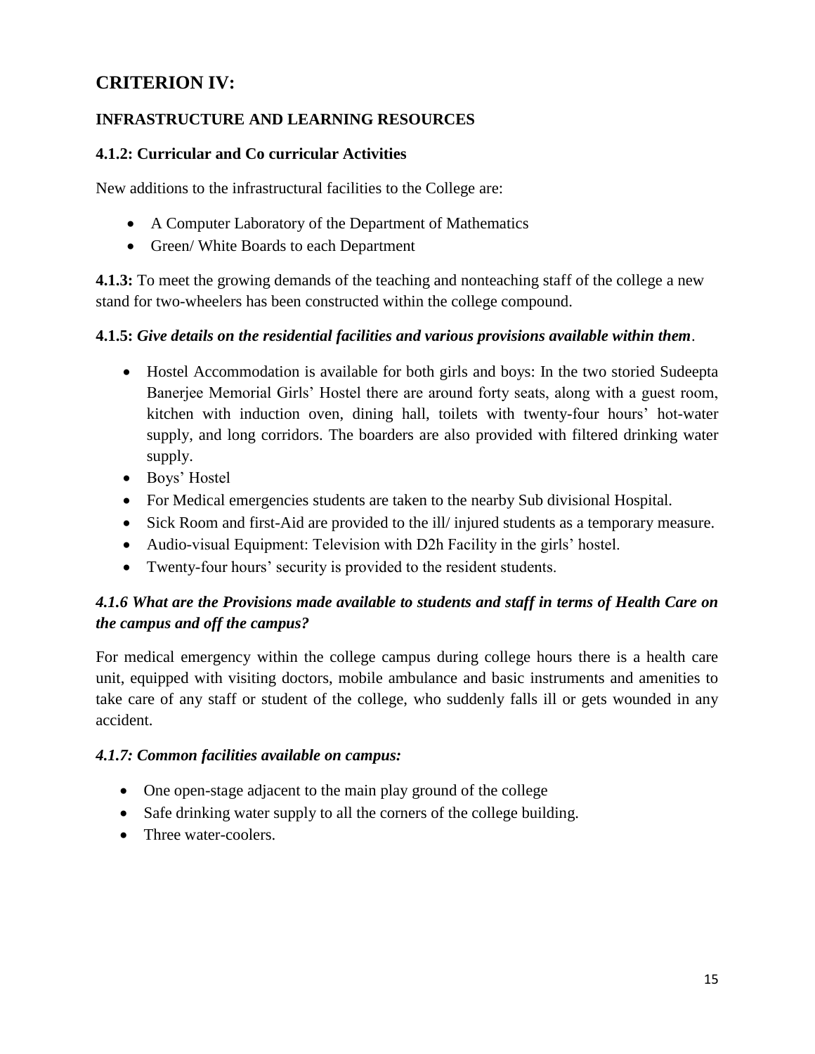## CRITERION IV:

### INFRASTRUCTURE AND LEARNING RESOURCES

**4.1.2: Curricular and Co curricular Activities**

New additions to the infrastructural facilities to the College are:

- A Computer Laboratory of the Department of Mathematics
- Green/ White Boards to each Department

**4.1.3:** To meet the growing demands of the teaching and nonteaching staff of the college a new stand for two-wheelers has been constructed within the college compound.

**4.1.5:** ***Give details on the residential facilities and various provisions available within them***.

- Hostel Accommodation is available for both girls and boys: In the two storied Sudeepta Banerjee Memorial Girls' Hostel there are around forty seats, along with a guest room, kitchen with induction oven, dining hall, toilets with twenty-four hours' hot-water supply, and long corridors. The boarders are also provided with filtered drinking water supply.
- Boys' Hostel
- For Medical emergencies students are taken to the nearby Sub divisional Hospital.
- Sick Room and first-Aid are provided to the ill/ injured students as a temporary measure.
- Audio-visual Equipment: Television with D2h Facility in the girls' hostel.
- Twenty-four hours' security is provided to the resident students.

***4.1.6 What are the Provisions made available to students and staff in terms of Health Care on the campus and off the campus?***

For medical emergency within the college campus during college hours there is a health care unit, equipped with visiting doctors, mobile ambulance and basic instruments and amenities to take care of any staff or student of the college, who suddenly falls ill or gets wounded in any accident.

***4.1.7: Common facilities available on campus:***

- One open-stage adjacent to the main play ground of the college
- Safe drinking water supply to all the corners of the college building.
- Three water-coolers.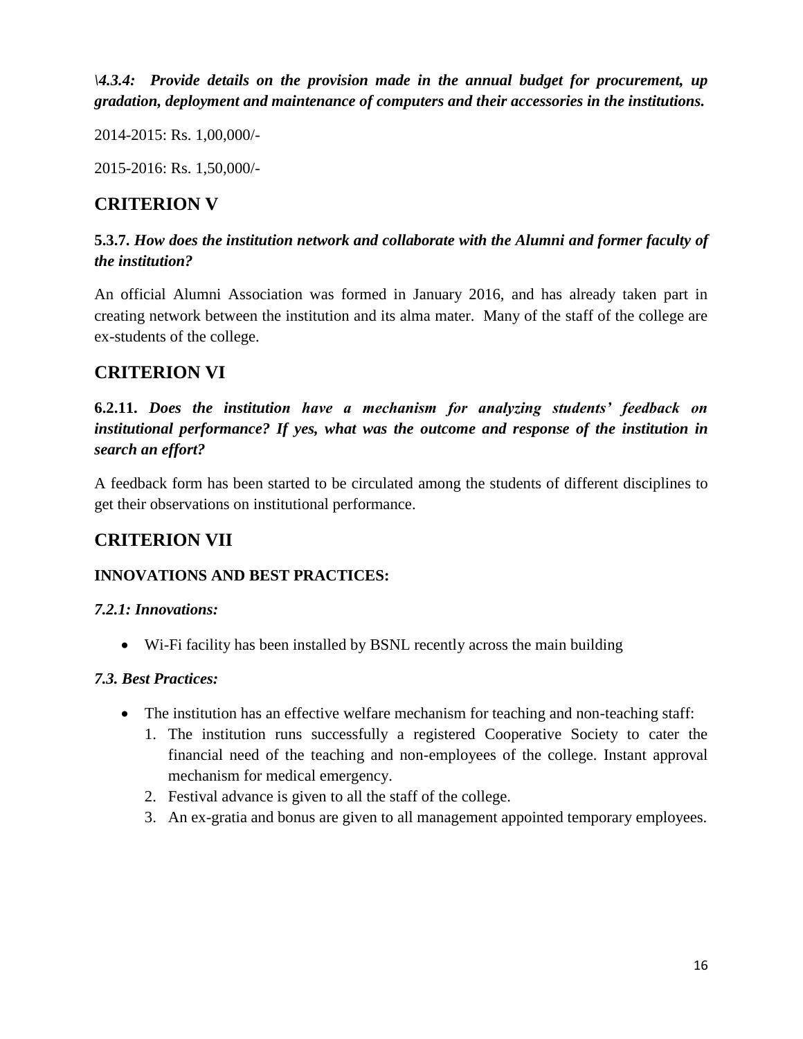***\4.3.4: Provide details on the provision made in the annual budget for procurement, up gradation, deployment and maintenance of computers and their accessories in the institutions.***

2014-2015: Rs. 1,00,000/-

2015-2016: Rs. 1,50,000/-

## CRITERION V

**5.3.7.** ***How does the institution network and collaborate with the Alumni and former faculty of the institution?***

An official Alumni Association was formed in January 2016, and has already taken part in creating network between the institution and its alma mater. Many of the staff of the college are ex-students of the college.

## CRITERION VI

**6.2.11.** ***Does the institution have a mechanism for analyzing students' feedback on institutional performance? If yes, what was the outcome and response of the institution in search an effort?***

A feedback form has been started to be circulated among the students of different disciplines to get their observations on institutional performance.

## CRITERION VII

### INNOVATIONS AND BEST PRACTICES:

***7.2.1: Innovations:***

- Wi-Fi facility has been installed by BSNL recently across the main building

***7.3. Best Practices:***

- The institution has an effective welfare mechanism for teaching and non-teaching staff:
  1. The institution runs successfully a registered Cooperative Society to cater the financial need of the teaching and non-employees of the college. Instant approval mechanism for medical emergency.
  2. Festival advance is given to all the staff of the college.
  3. An ex-gratia and bonus are given to all management appointed temporary employees.